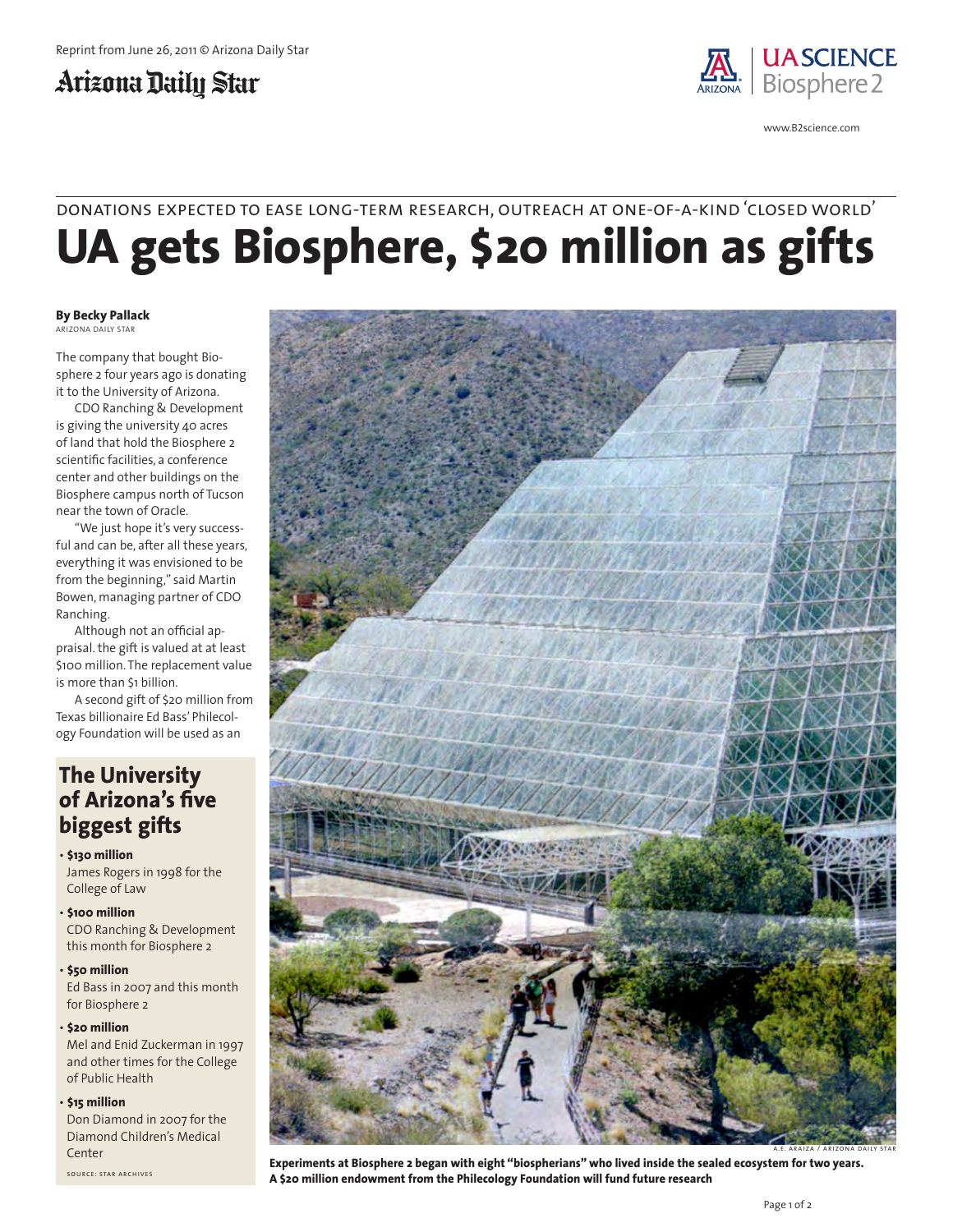Reprint from June 26, 2011 © Arizona Daily Star

Arizona Daily Star

UA SCIENCE Biosphere 2

www.B2science.com

DONATIONS EXPECTED TO EASE LONG-TERM RESEARCH, OUTREACH AT ONE-OF-A-KIND 'CLOSED WORLD'

# UA gets Biosphere, $20 million as gifts

**By Becky Pallack**
ARIZONA DAILY STAR

The company that bought Biosphere 2 four years ago is donating it to the University of Arizona.

CDO Ranching & Development is giving the university 40 acres of land that hold the Biosphere 2 scientific facilities, a conference center and other buildings on the Biosphere campus north of Tucson near the town of Oracle.

"We just hope it's very successful and can be, after all these years, everything it was envisioned to be from the beginning," said Martin Bowen, managing partner of CDO Ranching.

Although not an official appraisal. the gift is valued at at least $100 million. The replacement value is more than $1 billion.

A second gift of $20 million from Texas billionaire Ed Bass' Philecology Foundation will be used as an

## The University of Arizona's five biggest gifts

- **$130 million**
  James Rogers in 1998 for the College of Law
- **$100 million**
  CDO Ranching & Development this month for Biosphere 2
- **$50 million**
  Ed Bass in 2007 and this month for Biosphere 2
- **$20 million**
  Mel and Enid Zuckerman in 1997 and other times for the College of Public Health
- **$15 million**
  Don Diamond in 2007 for the Diamond Children's Medical Center

SOURCE: STAR ARCHIVES

A.E. ARAIZA / ARIZONA DAILY STAR

**Experiments at Biosphere 2 began with eight "biospherians" who lived inside the sealed ecosystem for two years. A $20 million endowment from the Philecology Foundation will fund future research**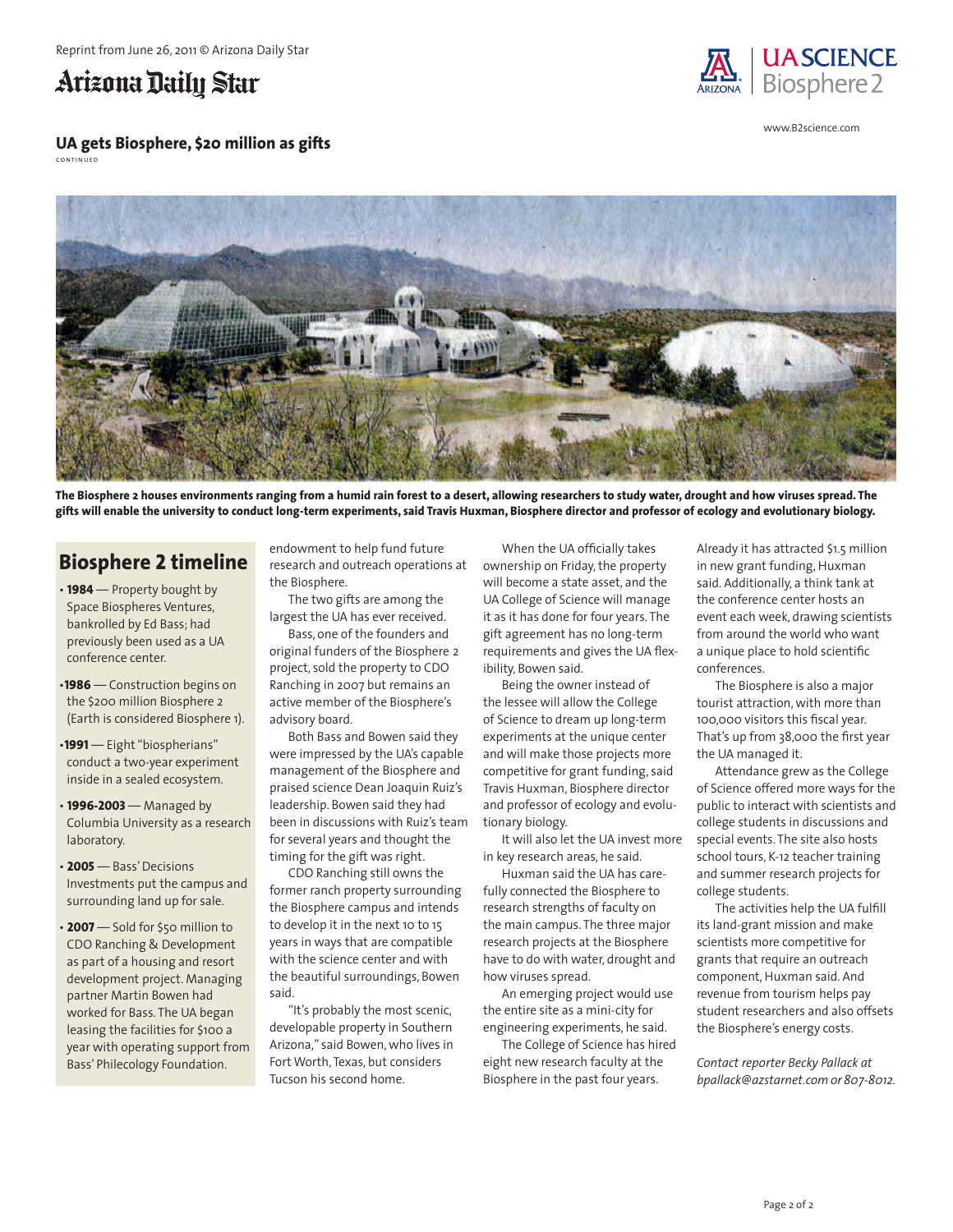Reprint from June 26, 2011 © Arizona Daily Star

Arizona Daily Star

UA SCIENCE Biosphere 2

www.B2science.com

## UA gets Biosphere, $20 million as gifts

CONTINUED

The Biosphere 2 houses environments ranging from a humid rain forest to a desert, allowing researchers to study water, drought and how viruses spread. The gifts will enable the university to conduct long-term experiments, said Travis Huxman, Biosphere director and professor of ecology and evolutionary biology.

### Biosphere 2 timeline

- **1984** — Property bought by Space Biospheres Ventures, bankrolled by Ed Bass; had previously been used as a UA conference center.
- **1986** — Construction begins on the $200 million Biosphere 2 (Earth is considered Biosphere 1).
- **1991** — Eight "biospherians" conduct a two-year experiment inside in a sealed ecosystem.
- **1996-2003** — Managed by Columbia University as a research laboratory.
- **2005** — Bass' Decisions Investments put the campus and surrounding land up for sale.
- **2007** — Sold for $50 million to CDO Ranching & Development as part of a housing and resort development project. Managing partner Martin Bowen had worked for Bass. The UA began leasing the facilities for $100 a year with operating support from Bass' Philecology Foundation.

endowment to help fund future research and outreach operations at the Biosphere.

The two gifts are among the largest the UA has ever received.

Bass, one of the founders and original funders of the Biosphere 2 project, sold the property to CDO Ranching in 2007 but remains an active member of the Biosphere's advisory board.

Both Bass and Bowen said they were impressed by the UA's capable management of the Biosphere and praised science Dean Joaquin Ruiz's leadership. Bowen said they had been in discussions with Ruiz's team for several years and thought the timing for the gift was right.

CDO Ranching still owns the former ranch property surrounding the Biosphere campus and intends to develop it in the next 10 to 15 years in ways that are compatible with the science center and with the beautiful surroundings, Bowen said.

"It's probably the most scenic, developable property in Southern Arizona," said Bowen, who lives in Fort Worth, Texas, but considers Tucson his second home.

When the UA officially takes ownership on Friday, the property will become a state asset, and the UA College of Science will manage it as it has done for four years. The gift agreement has no long-term requirements and gives the UA flexibility, Bowen said.

Being the owner instead of the lessee will allow the College of Science to dream up long-term experiments at the unique center and will make those projects more competitive for grant funding, said Travis Huxman, Biosphere director and professor of ecology and evolutionary biology.

It will also let the UA invest more in key research areas, he said.

Huxman said the UA has carefully connected the Biosphere to research strengths of faculty on the main campus. The three major research projects at the Biosphere have to do with water, drought and how viruses spread.

An emerging project would use the entire site as a mini-city for engineering experiments, he said.

The College of Science has hired eight new research faculty at the Biosphere in the past four years.

Already it has attracted $1.5 million in new grant funding, Huxman said. Additionally, a think tank at the conference center hosts an event each week, drawing scientists from around the world who want a unique place to hold scientific conferences.

The Biosphere is also a major tourist attraction, with more than 100,000 visitors this fiscal year. That's up from 38,000 the first year the UA managed it.

Attendance grew as the College of Science offered more ways for the public to interact with scientists and college students in discussions and special events. The site also hosts school tours, K-12 teacher training and summer research projects for college students.

The activities help the UA fulfill its land-grant mission and make scientists more competitive for grants that require an outreach component, Huxman said. And revenue from tourism helps pay student researchers and also offsets the Biosphere's energy costs.

*Contact reporter Becky Pallack at bpallack@azstarnet.com or 807-8012.*